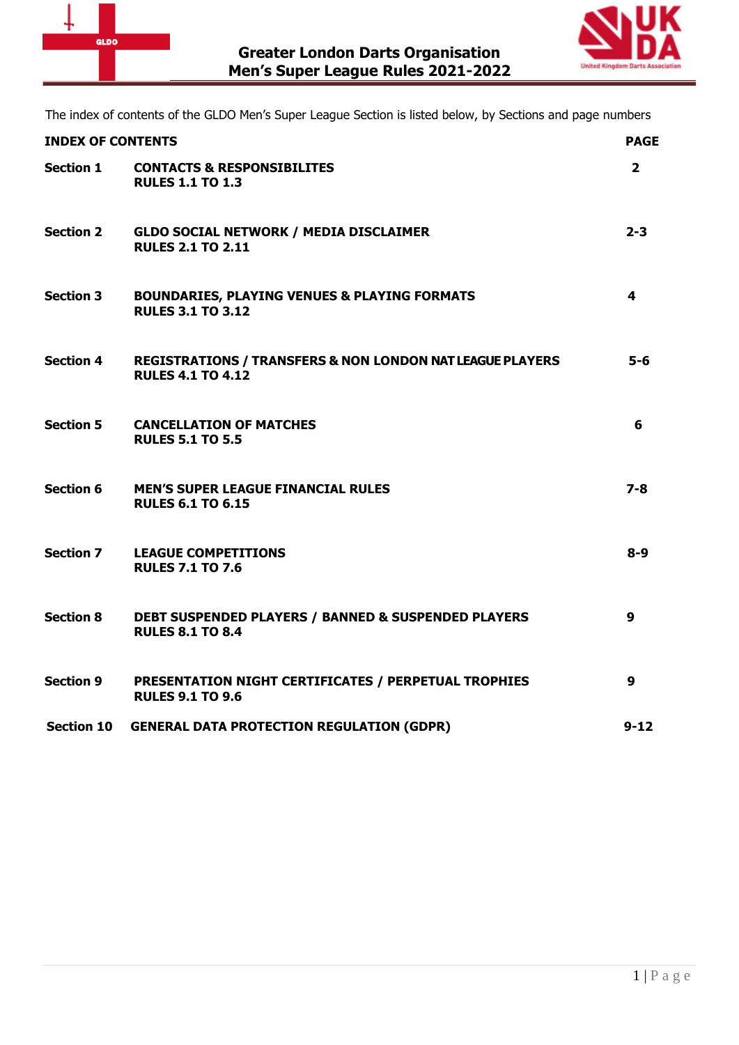# Greater London Darts Organisation
## Men's Super League Rules 2021-2022

The index of contents of the GLDO Men's Super League Section is listed below, by Sections and page numbers

| INDEX OF CONTENTS | | PAGE |
|---|---|---|
| **Section 1** | **CONTACTS & RESPONSIBILITES**<br>**RULES 1.1 TO 1.3** | **2** |
| **Section 2** | **GLDO SOCIAL NETWORK / MEDIA DISCLAIMER**<br>**RULES 2.1 TO 2.11** | **2-3** |
| **Section 3** | **BOUNDARIES, PLAYING VENUES & PLAYING FORMATS**<br>**RULES 3.1 TO 3.12** | **4** |
| **Section 4** | **REGISTRATIONS / TRANSFERS & NON LONDON NAT LEAGUE PLAYERS**<br>**RULES 4.1 TO 4.12** | **5-6** |
| **Section 5** | **CANCELLATION OF MATCHES**<br>**RULES 5.1 TO 5.5** | **6** |
| **Section 6** | **MEN'S SUPER LEAGUE FINANCIAL RULES**<br>**RULES 6.1 TO 6.15** | **7-8** |
| **Section 7** | **LEAGUE COMPETITIONS**<br>**RULES 7.1 TO 7.6** | **8-9** |
| **Section 8** | **DEBT SUSPENDED PLAYERS / BANNED & SUSPENDED PLAYERS**<br>**RULES 8.1 TO 8.4** | **9** |
| **Section 9** | **PRESENTATION NIGHT CERTIFICATES / PERPETUAL TROPHIES**<br>**RULES 9.1 TO 9.6** | **9** |
| **Section 10** | **GENERAL DATA PROTECTION REGULATION (GDPR)** | **9-12** |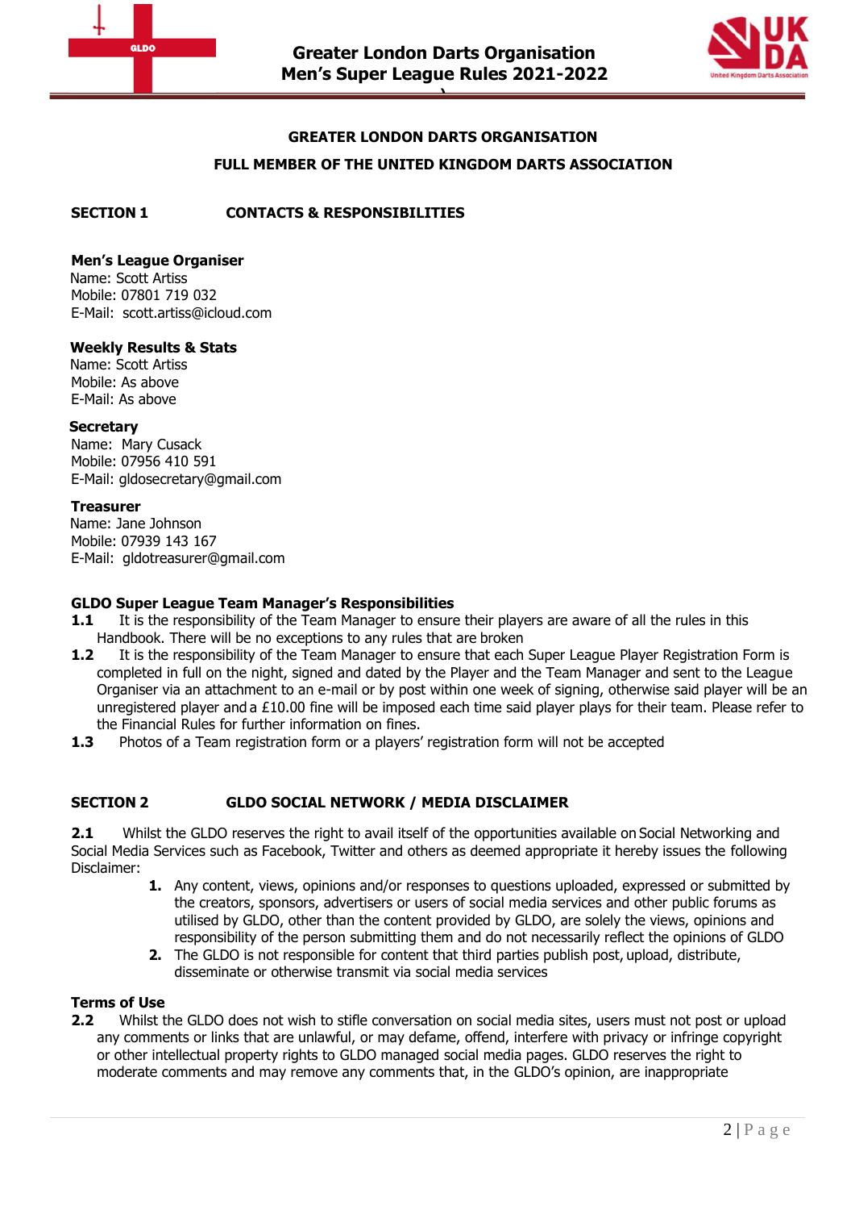**GREATER LONDON DARTS ORGANISATION**

**FULL MEMBER OF THE UNITED KINGDOM DARTS ASSOCIATION**

## SECTION 1 CONTACTS & RESPONSIBILITIES

**Men's League Organiser**
Name: Scott Artiss
Mobile: 07801 719 032
E-Mail: scott.artiss@icloud.com

**Weekly Results & Stats**
Name: Scott Artiss
Mobile: As above
E-Mail: As above

**Secretary**
Name: Mary Cusack
Mobile: 07956 410 591
E-Mail: gldosecretary@gmail.com

**Treasurer**
Name: Jane Johnson
Mobile: 07939 143 167
E-Mail: gldotreasurer@gmail.com

**GLDO Super League Team Manager's Responsibilities**

**1.1** It is the responsibility of the Team Manager to ensure their players are aware of all the rules in this Handbook. There will be no exceptions to any rules that are broken

**1.2** It is the responsibility of the Team Manager to ensure that each Super League Player Registration Form is completed in full on the night, signed and dated by the Player and the Team Manager and sent to the League Organiser via an attachment to an e-mail or by post within one week of signing, otherwise said player will be an unregistered player and a £10.00 fine will be imposed each time said player plays for their team. Please refer to the Financial Rules for further information on fines.

**1.3** Photos of a Team registration form or a players' registration form will not be accepted

## SECTION 2 GLDO SOCIAL NETWORK / MEDIA DISCLAIMER

**2.1** Whilst the GLDO reserves the right to avail itself of the opportunities available on Social Networking and Social Media Services such as Facebook, Twitter and others as deemed appropriate it hereby issues the following Disclaimer:

1. Any content, views, opinions and/or responses to questions uploaded, expressed or submitted by the creators, sponsors, advertisers or users of social media services and other public forums as utilised by GLDO, other than the content provided by GLDO, are solely the views, opinions and responsibility of the person submitting them and do not necessarily reflect the opinions of GLDO
2. The GLDO is not responsible for content that third parties publish post, upload, distribute, disseminate or otherwise transmit via social media services

**Terms of Use**

**2.2** Whilst the GLDO does not wish to stifle conversation on social media sites, users must not post or upload any comments or links that are unlawful, or may defame, offend, interfere with privacy or infringe copyright or other intellectual property rights to GLDO managed social media pages. GLDO reserves the right to moderate comments and may remove any comments that, in the GLDO's opinion, are inappropriate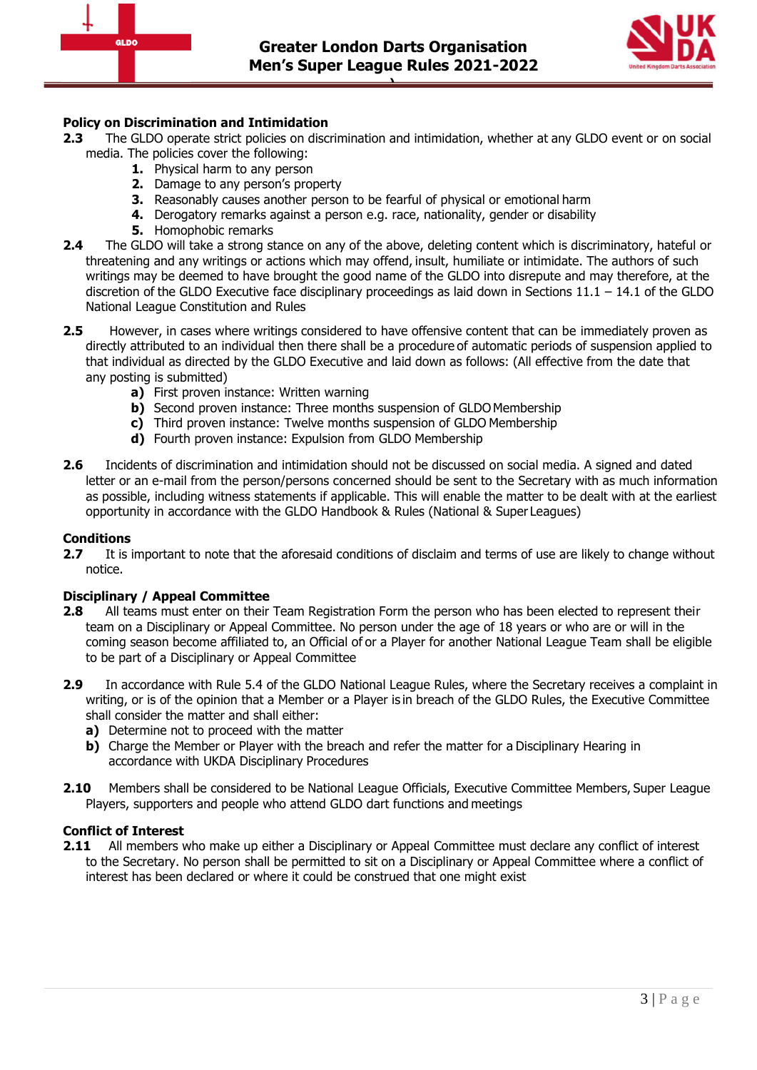### Policy on Discrimination and Intimidation

**2.3** The GLDO operate strict policies on discrimination and intimidation, whether at any GLDO event or on social media. The policies cover the following:

1. Physical harm to any person
2. Damage to any person's property
3. Reasonably causes another person to be fearful of physical or emotional harm
4. Derogatory remarks against a person e.g. race, nationality, gender or disability
5. Homophobic remarks

**2.4** The GLDO will take a strong stance on any of the above, deleting content which is discriminatory, hateful or threatening and any writings or actions which may offend, insult, humiliate or intimidate. The authors of such writings may be deemed to have brought the good name of the GLDO into disrepute and may therefore, at the discretion of the GLDO Executive face disciplinary proceedings as laid down in Sections 11.1 – 14.1 of the GLDO National League Constitution and Rules

**2.5** However, in cases where writings considered to have offensive content that can be immediately proven as directly attributed to an individual then there shall be a procedure of automatic periods of suspension applied to that individual as directed by the GLDO Executive and laid down as follows: (All effective from the date that any posting is submitted)

- **a)** First proven instance: Written warning
- **b)** Second proven instance: Three months suspension of GLDO Membership
- **c)** Third proven instance: Twelve months suspension of GLDO Membership
- **d)** Fourth proven instance: Expulsion from GLDO Membership

**2.6** Incidents of discrimination and intimidation should not be discussed on social media. A signed and dated letter or an e-mail from the person/persons concerned should be sent to the Secretary with as much information as possible, including witness statements if applicable. This will enable the matter to be dealt with at the earliest opportunity in accordance with the GLDO Handbook & Rules (National & Super Leagues)

### Conditions

**2.7** It is important to note that the aforesaid conditions of disclaim and terms of use are likely to change without notice.

### Disciplinary / Appeal Committee

**2.8** All teams must enter on their Team Registration Form the person who has been elected to represent their team on a Disciplinary or Appeal Committee. No person under the age of 18 years or who are or will in the coming season become affiliated to, an Official of or a Player for another National League Team shall be eligible to be part of a Disciplinary or Appeal Committee

**2.9** In accordance with Rule 5.4 of the GLDO National League Rules, where the Secretary receives a complaint in writing, or is of the opinion that a Member or a Player is in breach of the GLDO Rules, the Executive Committee shall consider the matter and shall either:

- **a)** Determine not to proceed with the matter
- **b)** Charge the Member or Player with the breach and refer the matter for a Disciplinary Hearing in accordance with UKDA Disciplinary Procedures

**2.10** Members shall be considered to be National League Officials, Executive Committee Members, Super League Players, supporters and people who attend GLDO dart functions and meetings

### Conflict of Interest

**2.11** All members who make up either a Disciplinary or Appeal Committee must declare any conflict of interest to the Secretary. No person shall be permitted to sit on a Disciplinary or Appeal Committee where a conflict of interest has been declared or where it could be construed that one might exist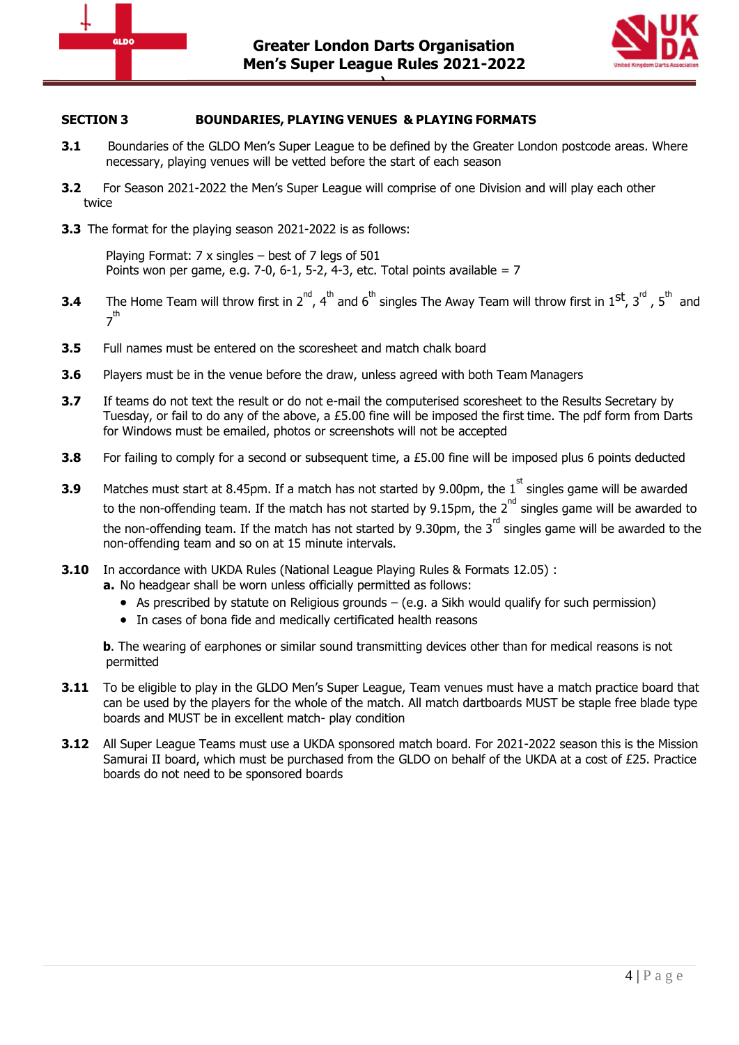## SECTION 3 BOUNDARIES, PLAYING VENUES & PLAYING FORMATS

**3.1** Boundaries of the GLDO Men's Super League to be defined by the Greater London postcode areas. Where necessary, playing venues will be vetted before the start of each season

**3.2** For Season 2021-2022 the Men's Super League will comprise of one Division and will play each other twice

**3.3** The format for the playing season 2021-2022 is as follows:

Playing Format: 7 x singles – best of 7 legs of 501
Points won per game, e.g. 7-0, 6-1, 5-2, 4-3, etc. Total points available = 7

**3.4** The Home Team will throw first in 2nd, 4th and 6th singles The Away Team will throw first in 1st, 3rd, 5th and 7th

**3.5** Full names must be entered on the scoresheet and match chalk board

**3.6** Players must be in the venue before the draw, unless agreed with both Team Managers

**3.7** If teams do not text the result or do not e-mail the computerised scoresheet to the Results Secretary by Tuesday, or fail to do any of the above, a £5.00 fine will be imposed the first time. The pdf form from Darts for Windows must be emailed, photos or screenshots will not be accepted

**3.8** For failing to comply for a second or subsequent time, a £5.00 fine will be imposed plus 6 points deducted

**3.9** Matches must start at 8.45pm. If a match has not started by 9.00pm, the 1st singles game will be awarded to the non-offending team. If the match has not started by 9.15pm, the 2nd singles game will be awarded to the non-offending team. If the match has not started by 9.30pm, the 3rd singles game will be awarded to the non-offending team and so on at 15 minute intervals.

**3.10** In accordance with UKDA Rules (National League Playing Rules & Formats 12.05) :

**a.** No headgear shall be worn unless officially permitted as follows:

- As prescribed by statute on Religious grounds – (e.g. a Sikh would qualify for such permission)
- In cases of bona fide and medically certificated health reasons

**b**. The wearing of earphones or similar sound transmitting devices other than for medical reasons is not permitted

**3.11** To be eligible to play in the GLDO Men's Super League, Team venues must have a match practice board that can be used by the players for the whole of the match. All match dartboards MUST be staple free blade type boards and MUST be in excellent match- play condition

**3.12** All Super League Teams must use a UKDA sponsored match board. For 2021-2022 season this is the Mission Samurai II board, which must be purchased from the GLDO on behalf of the UKDA at a cost of £25. Practice boards do not need to be sponsored boards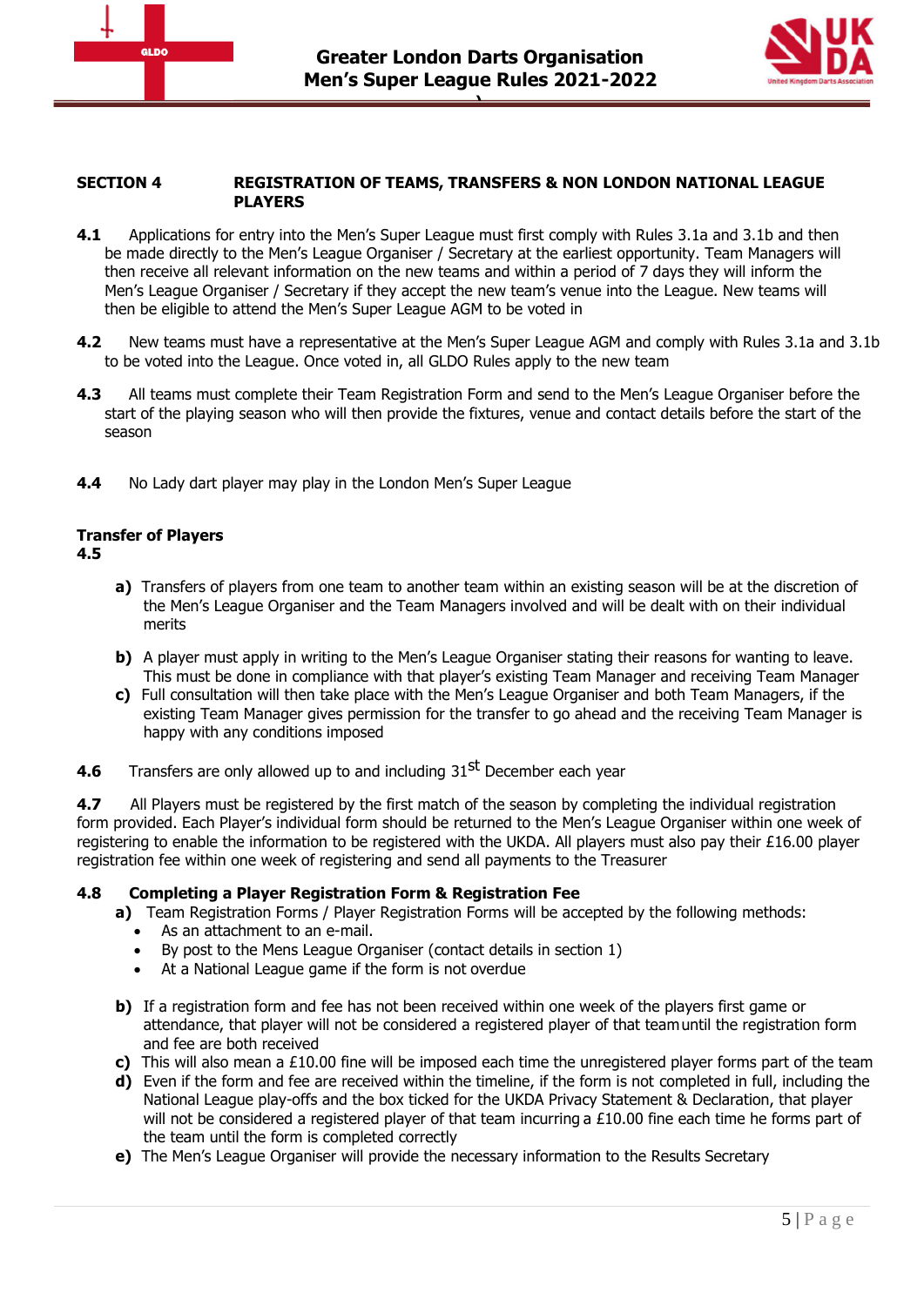## SECTION 4 REGISTRATION OF TEAMS, TRANSFERS & NON LONDON NATIONAL LEAGUE PLAYERS

**4.1** Applications for entry into the Men's Super League must first comply with Rules 3.1a and 3.1b and then be made directly to the Men's League Organiser / Secretary at the earliest opportunity. Team Managers will then receive all relevant information on the new teams and within a period of 7 days they will inform the Men's League Organiser / Secretary if they accept the new team's venue into the League. New teams will then be eligible to attend the Men's Super League AGM to be voted in

**4.2** New teams must have a representative at the Men's Super League AGM and comply with Rules 3.1a and 3.1b to be voted into the League. Once voted in, all GLDO Rules apply to the new team

**4.3** All teams must complete their Team Registration Form and send to the Men's League Organiser before the start of the playing season who will then provide the fixtures, venue and contact details before the start of the season

**4.4** No Lady dart player may play in the London Men's Super League

### Transfer of Players

**4.5**

- **a)** Transfers of players from one team to another team within an existing season will be at the discretion of the Men's League Organiser and the Team Managers involved and will be dealt with on their individual merits
- **b)** A player must apply in writing to the Men's League Organiser stating their reasons for wanting to leave. This must be done in compliance with that player's existing Team Manager and receiving Team Manager
- **c)** Full consultation will then take place with the Men's League Organiser and both Team Managers, if the existing Team Manager gives permission for the transfer to go ahead and the receiving Team Manager is happy with any conditions imposed

**4.6** Transfers are only allowed up to and including 31st December each year

**4.7** All Players must be registered by the first match of the season by completing the individual registration form provided. Each Player's individual form should be returned to the Men's League Organiser within one week of registering to enable the information to be registered with the UKDA. All players must also pay their £16.00 player registration fee within one week of registering and send all payments to the Treasurer

**4.8 Completing a Player Registration Form & Registration Fee**

- **a)** Team Registration Forms / Player Registration Forms will be accepted by the following methods:
  - As an attachment to an e-mail.
  - By post to the Mens League Organiser (contact details in section 1)
  - At a National League game if the form is not overdue
- **b)** If a registration form and fee has not been received within one week of the players first game or attendance, that player will not be considered a registered player of that team until the registration form and fee are both received
- **c)** This will also mean a £10.00 fine will be imposed each time the unregistered player forms part of the team
- **d)** Even if the form and fee are received within the timeline, if the form is not completed in full, including the National League play-offs and the box ticked for the UKDA Privacy Statement & Declaration, that player will not be considered a registered player of that team incurring a £10.00 fine each time he forms part of the team until the form is completed correctly
- **e)** The Men's League Organiser will provide the necessary information to the Results Secretary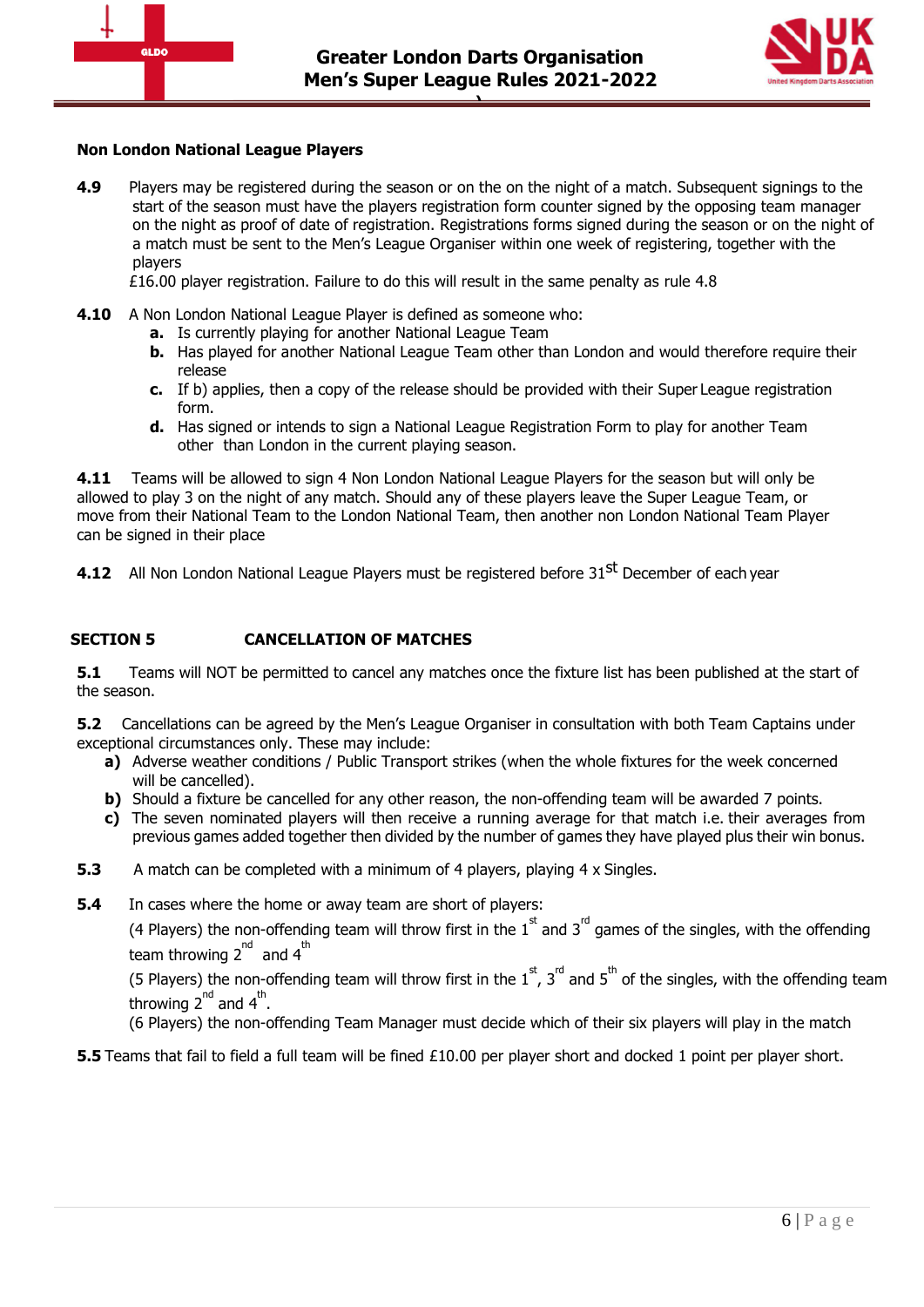### Non London National League Players

**4.9** Players may be registered during the season or on the on the night of a match. Subsequent signings to the start of the season must have the players registration form counter signed by the opposing team manager on the night as proof of date of registration. Registrations forms signed during the season or on the night of a match must be sent to the Men's League Organiser within one week of registering, together with the players
£16.00 player registration. Failure to do this will result in the same penalty as rule 4.8

**4.10** A Non London National League Player is defined as someone who:

- **a.** Is currently playing for another National League Team
- **b.** Has played for another National League Team other than London and would therefore require their release
- **c.** If b) applies, then a copy of the release should be provided with their Super League registration form.
- **d.** Has signed or intends to sign a National League Registration Form to play for another Team other than London in the current playing season.

**4.11** Teams will be allowed to sign 4 Non London National League Players for the season but will only be allowed to play 3 on the night of any match. Should any of these players leave the Super League Team, or move from their National Team to the London National Team, then another non London National Team Player can be signed in their place

**4.12** All Non London National League Players must be registered before 31st December of each year

## SECTION 5 CANCELLATION OF MATCHES

**5.1** Teams will NOT be permitted to cancel any matches once the fixture list has been published at the start of the season.

**5.2** Cancellations can be agreed by the Men's League Organiser in consultation with both Team Captains under exceptional circumstances only. These may include:

- **a)** Adverse weather conditions / Public Transport strikes (when the whole fixtures for the week concerned will be cancelled).
- **b)** Should a fixture be cancelled for any other reason, the non-offending team will be awarded 7 points.
- **c)** The seven nominated players will then receive a running average for that match i.e. their averages from previous games added together then divided by the number of games they have played plus their win bonus.

**5.3** A match can be completed with a minimum of 4 players, playing 4 x Singles.

**5.4** In cases where the home or away team are short of players:

(4 Players) the non-offending team will throw first in the 1st and 3rd games of the singles, with the offending team throwing 2nd and 4th

(5 Players) the non-offending team will throw first in the 1st, 3rd and 5th of the singles, with the offending team throwing 2nd and 4th.

(6 Players) the non-offending Team Manager must decide which of their six players will play in the match

**5.5** Teams that fail to field a full team will be fined £10.00 per player short and docked 1 point per player short.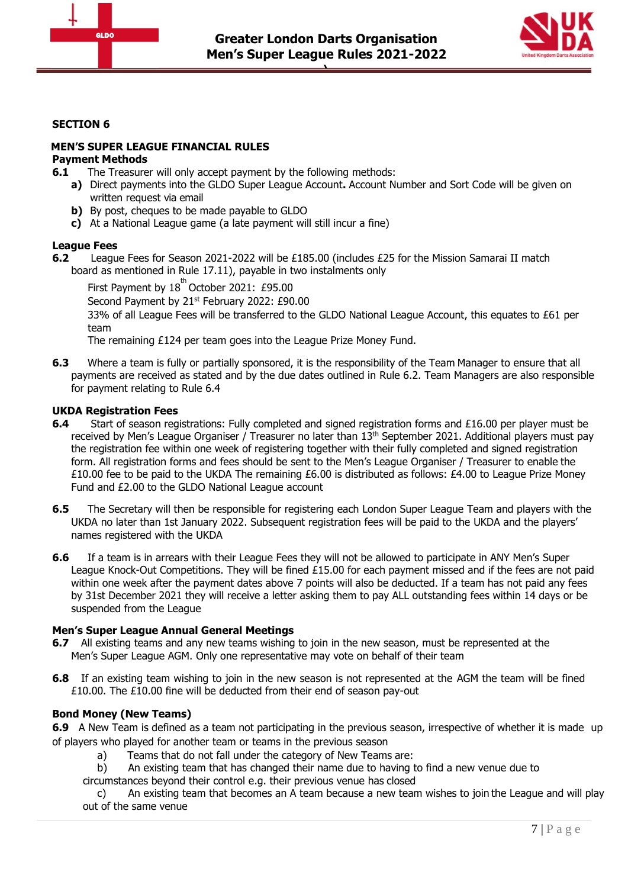## SECTION 6

### MEN'S SUPER LEAGUE FINANCIAL RULES

**Payment Methods**

**6.1** The Treasurer will only accept payment by the following methods:

- **a)** Direct payments into the GLDO Super League Account**.** Account Number and Sort Code will be given on written request via email
- **b)** By post, cheques to be made payable to GLDO
- **c)** At a National League game (a late payment will still incur a fine)

**League Fees**

**6.2** League Fees for Season 2021-2022 will be £185.00 (includes £25 for the Mission Samarai II match board as mentioned in Rule 17.11), payable in two instalments only

First Payment by 18th October 2021: £95.00
Second Payment by 21st February 2022: £90.00
33% of all League Fees will be transferred to the GLDO National League Account, this equates to £61 per team
The remaining £124 per team goes into the League Prize Money Fund.

**6.3** Where a team is fully or partially sponsored, it is the responsibility of the Team Manager to ensure that all payments are received as stated and by the due dates outlined in Rule 6.2. Team Managers are also responsible for payment relating to Rule 6.4

**UKDA Registration Fees**

**6.4** Start of season registrations: Fully completed and signed registration forms and £16.00 per player must be received by Men's League Organiser / Treasurer no later than 13th September 2021. Additional players must pay the registration fee within one week of registering together with their fully completed and signed registration form. All registration forms and fees should be sent to the Men's League Organiser / Treasurer to enable the £10.00 fee to be paid to the UKDA The remaining £6.00 is distributed as follows: £4.00 to League Prize Money Fund and £2.00 to the GLDO National League account

**6.5** The Secretary will then be responsible for registering each London Super League Team and players with the UKDA no later than 1st January 2022. Subsequent registration fees will be paid to the UKDA and the players' names registered with the UKDA

**6.6** If a team is in arrears with their League Fees they will not be allowed to participate in ANY Men's Super League Knock-Out Competitions. They will be fined £15.00 for each payment missed and if the fees are not paid within one week after the payment dates above 7 points will also be deducted. If a team has not paid any fees by 31st December 2021 they will receive a letter asking them to pay ALL outstanding fees within 14 days or be suspended from the League

**Men's Super League Annual General Meetings**

**6.7** All existing teams and any new teams wishing to join in the new season, must be represented at the Men's Super League AGM. Only one representative may vote on behalf of their team

**6.8** If an existing team wishing to join in the new season is not represented at the AGM the team will be fined £10.00. The £10.00 fine will be deducted from their end of season pay-out

**Bond Money (New Teams)**

**6.9** A New Team is defined as a team not participating in the previous season, irrespective of whether it is made up of players who played for another team or teams in the previous season

- a) Teams that do not fall under the category of New Teams are:
- b) An existing team that has changed their name due to having to find a new venue due to circumstances beyond their control e.g. their previous venue has closed
- c) An existing team that becomes an A team because a new team wishes to join the League and will play out of the same venue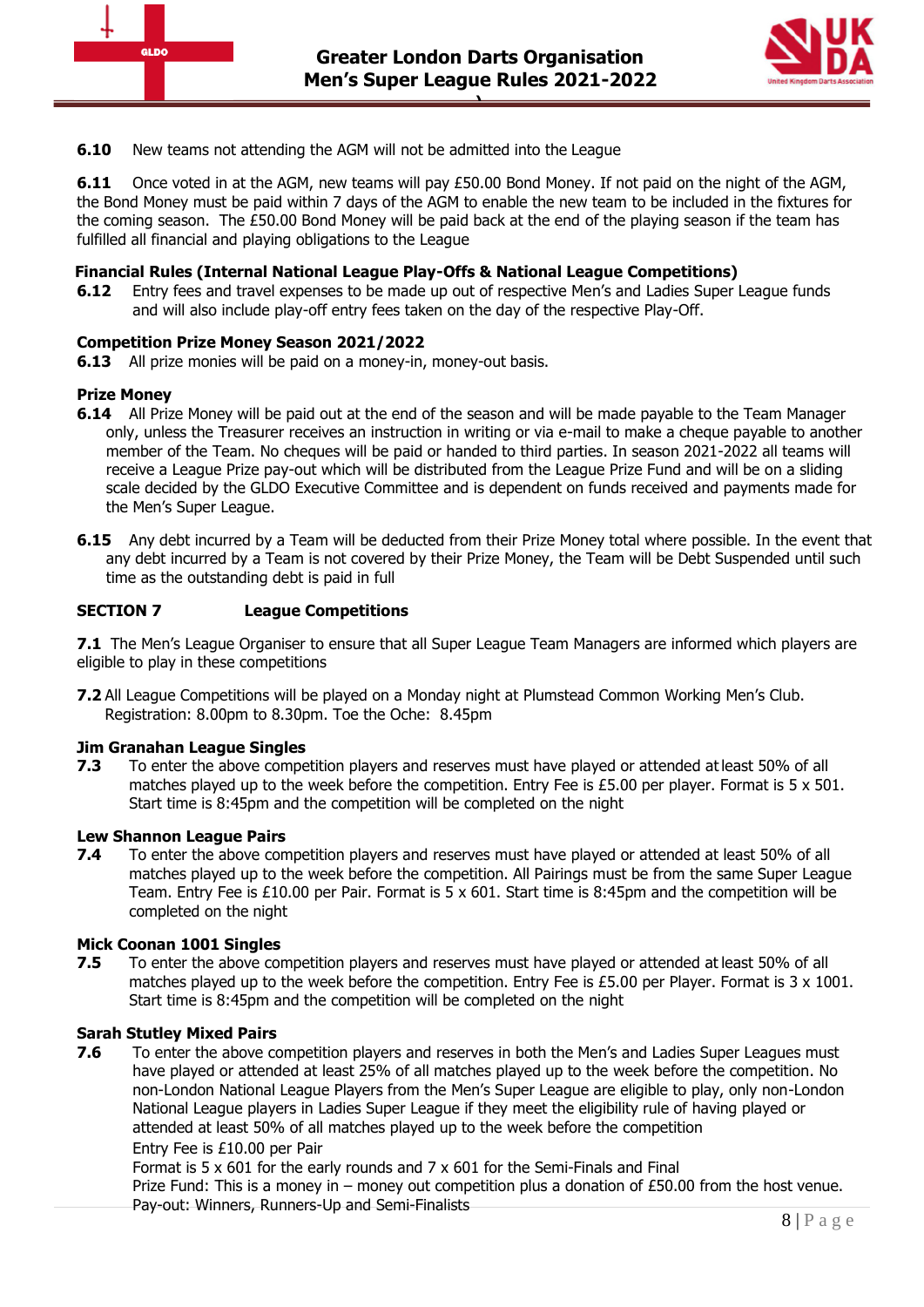**6.10** New teams not attending the AGM will not be admitted into the League

**6.11** Once voted in at the AGM, new teams will pay £50.00 Bond Money. If not paid on the night of the AGM, the Bond Money must be paid within 7 days of the AGM to enable the new team to be included in the fixtures for the coming season. The £50.00 Bond Money will be paid back at the end of the playing season if the team has fulfilled all financial and playing obligations to the League

### Financial Rules (Internal National League Play-Offs & National League Competitions)

**6.12** Entry fees and travel expenses to be made up out of respective Men's and Ladies Super League funds and will also include play-off entry fees taken on the day of the respective Play-Off.

### Competition Prize Money Season 2021/2022

**6.13** All prize monies will be paid on a money-in, money-out basis.

### Prize Money

**6.14** All Prize Money will be paid out at the end of the season and will be made payable to the Team Manager only, unless the Treasurer receives an instruction in writing or via e-mail to make a cheque payable to another member of the Team. No cheques will be paid or handed to third parties. In season 2021-2022 all teams will receive a League Prize pay-out which will be distributed from the League Prize Fund and will be on a sliding scale decided by the GLDO Executive Committee and is dependent on funds received and payments made for the Men's Super League.

**6.15** Any debt incurred by a Team will be deducted from their Prize Money total where possible. In the event that any debt incurred by a Team is not covered by their Prize Money, the Team will be Debt Suspended until such time as the outstanding debt is paid in full

## SECTION 7 League Competitions

**7.1** The Men's League Organiser to ensure that all Super League Team Managers are informed which players are eligible to play in these competitions

**7.2** All League Competitions will be played on a Monday night at Plumstead Common Working Men's Club. Registration: 8.00pm to 8.30pm. Toe the Oche: 8.45pm

### Jim Granahan League Singles

**7.3** To enter the above competition players and reserves must have played or attended at least 50% of all matches played up to the week before the competition. Entry Fee is £5.00 per player. Format is 5 x 501. Start time is 8:45pm and the competition will be completed on the night

### Lew Shannon League Pairs

**7.4** To enter the above competition players and reserves must have played or attended at least 50% of all matches played up to the week before the competition. All Pairings must be from the same Super League Team. Entry Fee is £10.00 per Pair. Format is 5 x 601. Start time is 8:45pm and the competition will be completed on the night

### Mick Coonan 1001 Singles

**7.5** To enter the above competition players and reserves must have played or attended at least 50% of all matches played up to the week before the competition. Entry Fee is £5.00 per Player. Format is 3 x 1001. Start time is 8:45pm and the competition will be completed on the night

### Sarah Stutley Mixed Pairs

**7.6** To enter the above competition players and reserves in both the Men's and Ladies Super Leagues must have played or attended at least 25% of all matches played up to the week before the competition. No non-London National League Players from the Men's Super League are eligible to play, only non-London National League players in Ladies Super League if they meet the eligibility rule of having played or attended at least 50% of all matches played up to the week before the competition

Entry Fee is £10.00 per Pair

Format is 5 x 601 for the early rounds and 7 x 601 for the Semi-Finals and Final

Prize Fund: This is a money in – money out competition plus a donation of £50.00 from the host venue.

Pay-out: Winners, Runners-Up and Semi-Finalists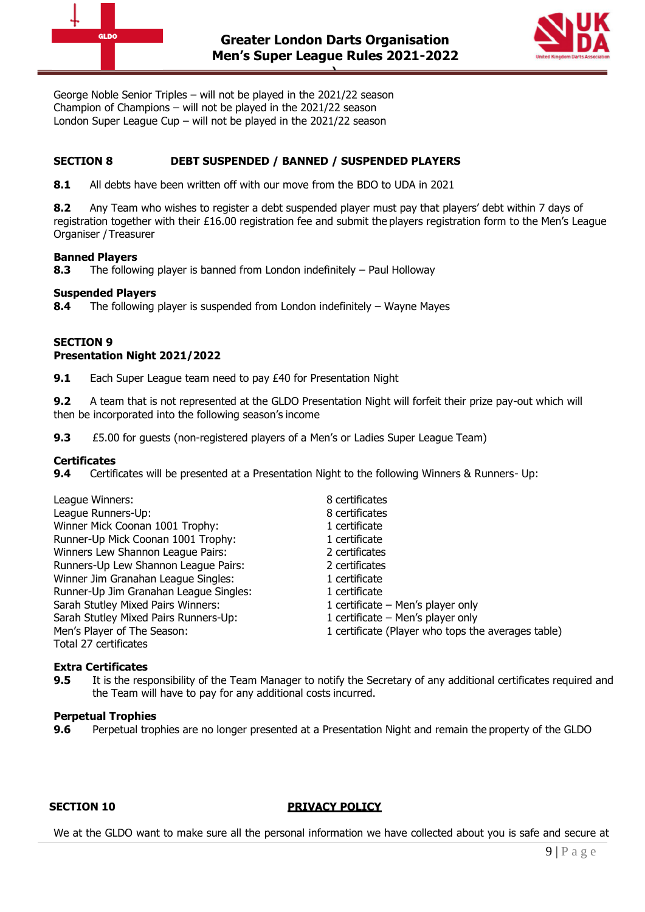George Noble Senior Triples – will not be played in the 2021/22 season
Champion of Champions – will not be played in the 2021/22 season
London Super League Cup – will not be played in the 2021/22 season

## SECTION 8 DEBT SUSPENDED / BANNED / SUSPENDED PLAYERS

**8.1** All debts have been written off with our move from the BDO to UDA in 2021

**8.2** Any Team who wishes to register a debt suspended player must pay that players' debt within 7 days of registration together with their £16.00 registration fee and submit the players registration form to the Men's League Organiser / Treasurer

**Banned Players**

**8.3** The following player is banned from London indefinitely – Paul Holloway

**Suspended Players**

**8.4** The following player is suspended from London indefinitely – Wayne Mayes

## SECTION 9
## Presentation Night 2021/2022

**9.1** Each Super League team need to pay £40 for Presentation Night

**9.2** A team that is not represented at the GLDO Presentation Night will forfeit their prize pay-out which will then be incorporated into the following season's income

**9.3** £5.00 for guests (non-registered players of a Men's or Ladies Super League Team)

**Certificates**

**9.4** Certificates will be presented at a Presentation Night to the following Winners & Runners- Up:

| | |
|---|---|
| League Winners: | 8 certificates |
| League Runners-Up: | 8 certificates |
| Winner Mick Coonan 1001 Trophy: | 1 certificate |
| Runner-Up Mick Coonan 1001 Trophy: | 1 certificate |
| Winners Lew Shannon League Pairs: | 2 certificates |
| Runners-Up Lew Shannon League Pairs: | 2 certificates |
| Winner Jim Granahan League Singles: | 1 certificate |
| Runner-Up Jim Granahan League Singles: | 1 certificate |
| Sarah Stutley Mixed Pairs Winners: | 1 certificate – Men's player only |
| Sarah Stutley Mixed Pairs Runners-Up: | 1 certificate – Men's player only |
| Men's Player of The Season: | 1 certificate (Player who tops the averages table) |
| Total 27 certificates | |

**Extra Certificates**

**9.5** It is the responsibility of the Team Manager to notify the Secretary of any additional certificates required and the Team will have to pay for any additional costs incurred.

**Perpetual Trophies**

**9.6** Perpetual trophies are no longer presented at a Presentation Night and remain the property of the GLDO

## SECTION 10 PRIVACY POLICY

We at the GLDO want to make sure all the personal information we have collected about you is safe and secure at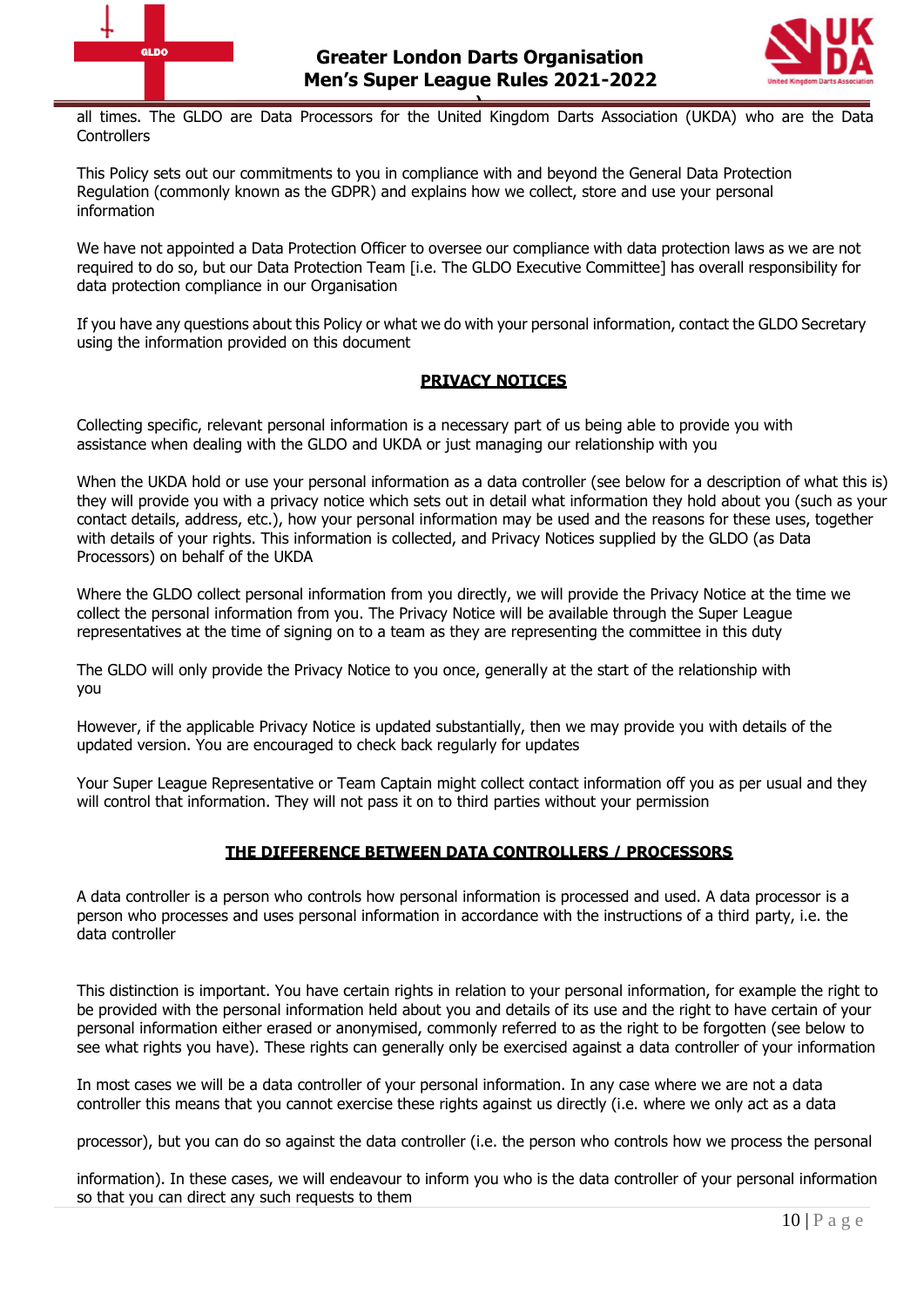all times. The GLDO are Data Processors for the United Kingdom Darts Association (UKDA) who are the Data Controllers

This Policy sets out our commitments to you in compliance with and beyond the General Data Protection Regulation (commonly known as the GDPR) and explains how we collect, store and use your personal information

We have not appointed a Data Protection Officer to oversee our compliance with data protection laws as we are not required to do so, but our Data Protection Team [i.e. The GLDO Executive Committee] has overall responsibility for data protection compliance in our Organisation

If you have any questions about this Policy or what we do with your personal information, contact the GLDO Secretary using the information provided on this document

## PRIVACY NOTICES

Collecting specific, relevant personal information is a necessary part of us being able to provide you with assistance when dealing with the GLDO and UKDA or just managing our relationship with you

When the UKDA hold or use your personal information as a data controller (see below for a description of what this is) they will provide you with a privacy notice which sets out in detail what information they hold about you (such as your contact details, address, etc.), how your personal information may be used and the reasons for these uses, together with details of your rights. This information is collected, and Privacy Notices supplied by the GLDO (as Data Processors) on behalf of the UKDA

Where the GLDO collect personal information from you directly, we will provide the Privacy Notice at the time we collect the personal information from you. The Privacy Notice will be available through the Super League representatives at the time of signing on to a team as they are representing the committee in this duty

The GLDO will only provide the Privacy Notice to you once, generally at the start of the relationship with you

However, if the applicable Privacy Notice is updated substantially, then we may provide you with details of the updated version. You are encouraged to check back regularly for updates

Your Super League Representative or Team Captain might collect contact information off you as per usual and they will control that information. They will not pass it on to third parties without your permission

## THE DIFFERENCE BETWEEN DATA CONTROLLERS / PROCESSORS

A data controller is a person who controls how personal information is processed and used. A data processor is a person who processes and uses personal information in accordance with the instructions of a third party, i.e. the data controller

This distinction is important. You have certain rights in relation to your personal information, for example the right to be provided with the personal information held about you and details of its use and the right to have certain of your personal information either erased or anonymised, commonly referred to as the right to be forgotten (see below to see what rights you have). These rights can generally only be exercised against a data controller of your information

In most cases we will be a data controller of your personal information. In any case where we are not a data controller this means that you cannot exercise these rights against us directly (i.e. where we only act as a data processor), but you can do so against the data controller (i.e. the person who controls how we process the personal information). In these cases, we will endeavour to inform you who is the data controller of your personal information so that you can direct any such requests to them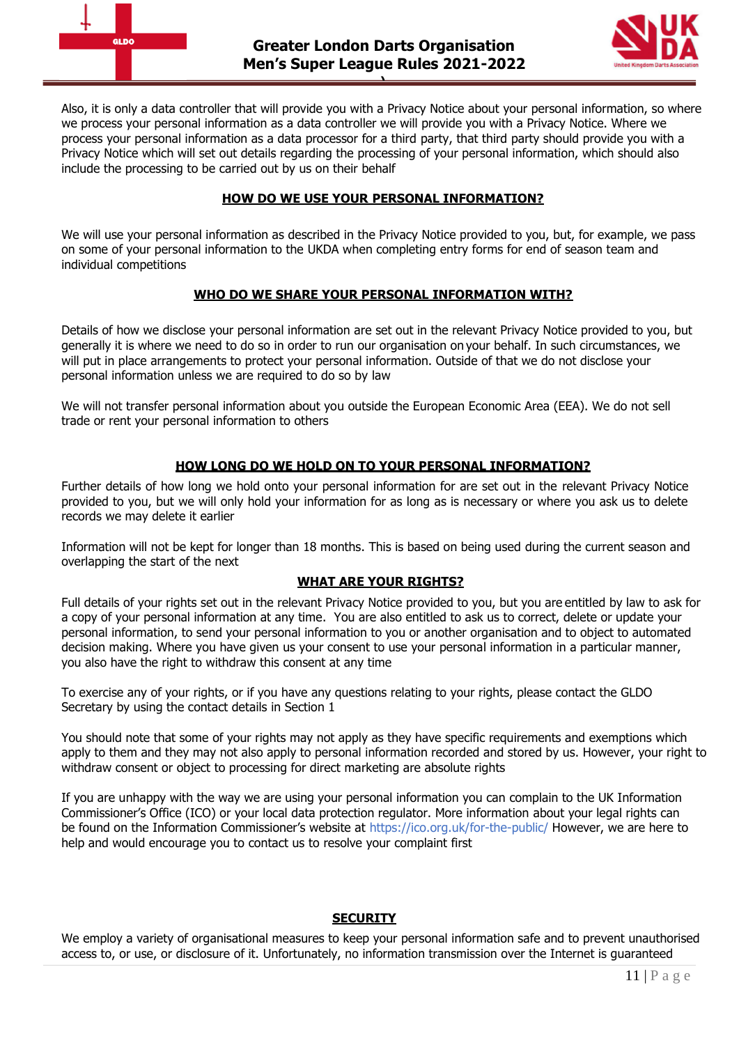Also, it is only a data controller that will provide you with a Privacy Notice about your personal information, so where we process your personal information as a data controller we will provide you with a Privacy Notice. Where we process your personal information as a data processor for a third party, that third party should provide you with a Privacy Notice which will set out details regarding the processing of your personal information, which should also include the processing to be carried out by us on their behalf

## HOW DO WE USE YOUR PERSONAL INFORMATION?

We will use your personal information as described in the Privacy Notice provided to you, but, for example, we pass on some of your personal information to the UKDA when completing entry forms for end of season team and individual competitions

## WHO DO WE SHARE YOUR PERSONAL INFORMATION WITH?

Details of how we disclose your personal information are set out in the relevant Privacy Notice provided to you, but generally it is where we need to do so in order to run our organisation on your behalf. In such circumstances, we will put in place arrangements to protect your personal information. Outside of that we do not disclose your personal information unless we are required to do so by law

We will not transfer personal information about you outside the European Economic Area (EEA). We do not sell trade or rent your personal information to others

## HOW LONG DO WE HOLD ON TO YOUR PERSONAL INFORMATION?

Further details of how long we hold onto your personal information for are set out in the relevant Privacy Notice provided to you, but we will only hold your information for as long as is necessary or where you ask us to delete records we may delete it earlier

Information will not be kept for longer than 18 months. This is based on being used during the current season and overlapping the start of the next

## WHAT ARE YOUR RIGHTS?

Full details of your rights set out in the relevant Privacy Notice provided to you, but you are entitled by law to ask for a copy of your personal information at any time. You are also entitled to ask us to correct, delete or update your personal information, to send your personal information to you or another organisation and to object to automated decision making. Where you have given us your consent to use your personal information in a particular manner, you also have the right to withdraw this consent at any time

To exercise any of your rights, or if you have any questions relating to your rights, please contact the GLDO Secretary by using the contact details in Section 1

You should note that some of your rights may not apply as they have specific requirements and exemptions which apply to them and they may not also apply to personal information recorded and stored by us. However, your right to withdraw consent or object to processing for direct marketing are absolute rights

If you are unhappy with the way we are using your personal information you can complain to the UK Information Commissioner's Office (ICO) or your local data protection regulator. More information about your legal rights can be found on the Information Commissioner's website at https://ico.org.uk/for-the-public/ However, we are here to help and would encourage you to contact us to resolve your complaint first

## SECURITY

We employ a variety of organisational measures to keep your personal information safe and to prevent unauthorised access to, or use, or disclosure of it. Unfortunately, no information transmission over the Internet is guaranteed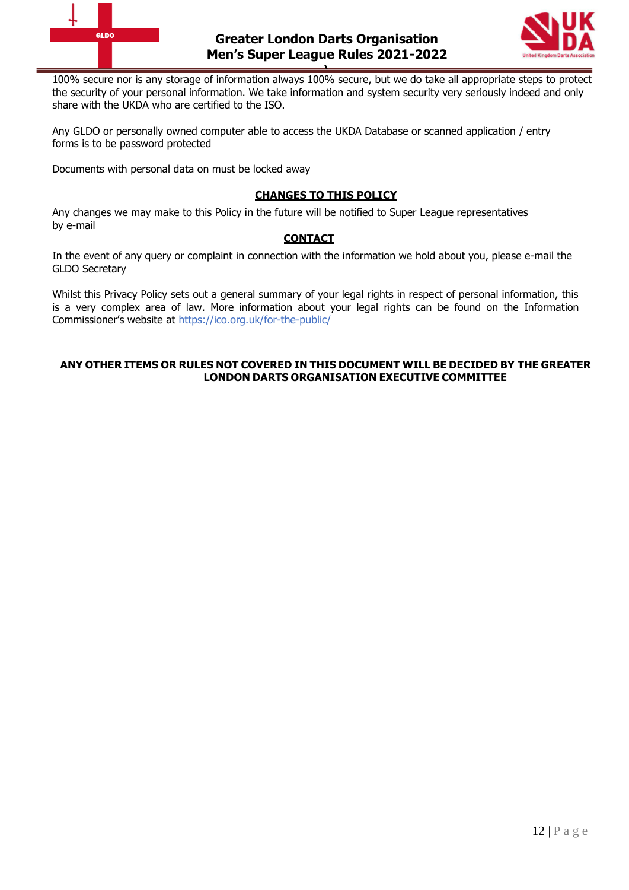100% secure nor is any storage of information always 100% secure, but we do take all appropriate steps to protect the security of your personal information. We take information and system security very seriously indeed and only share with the UKDA who are certified to the ISO.

Any GLDO or personally owned computer able to access the UKDA Database or scanned application / entry forms is to be password protected

Documents with personal data on must be locked away

## **CHANGES TO THIS POLICY**

Any changes we may make to this Policy in the future will be notified to Super League representatives by e-mail

## **CONTACT**

In the event of any query or complaint in connection with the information we hold about you, please e-mail the GLDO Secretary

Whilst this Privacy Policy sets out a general summary of your legal rights in respect of personal information, this is a very complex area of law. More information about your legal rights can be found on the Information Commissioner's website at https://ico.org.uk/for-the-public/

**ANY OTHER ITEMS OR RULES NOT COVERED IN THIS DOCUMENT WILL BE DECIDED BY THE GREATER LONDON DARTS ORGANISATION EXECUTIVE COMMITTEE**